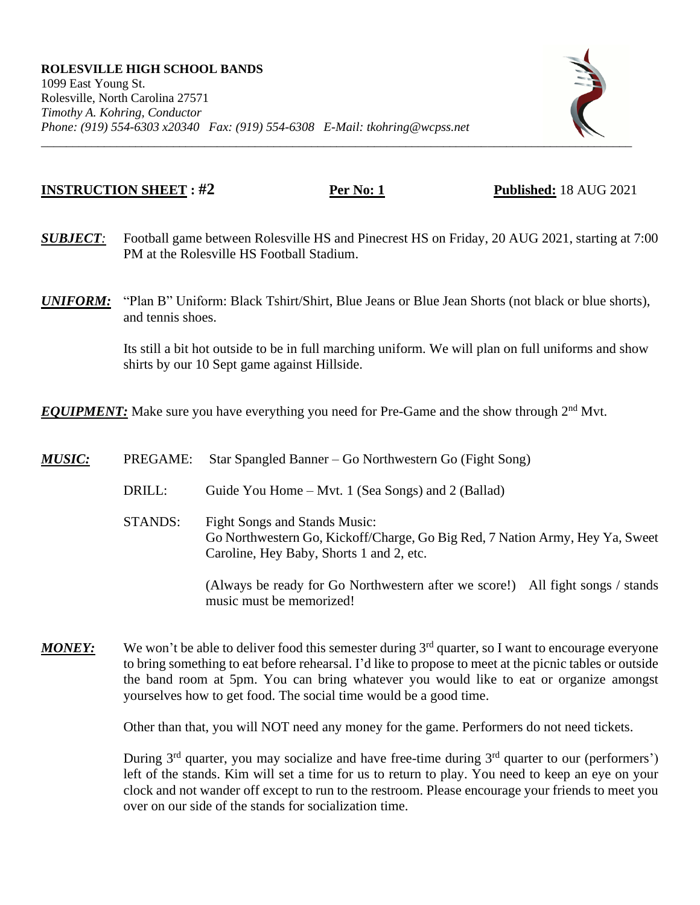**ROLESVILLE HIGH SCHOOL BANDS**
1099 East Young St.
Rolesville, North Carolina 27571
*Timothy A. Kohring, Conductor*
*Phone: (919) 554-6303 x20340 Fax: (919) 554-6308 E-Mail: tkohring@wcpss.net*

---

**INSTRUCTION SHEET : #2** **Per No: 1** **Published:** 18 AUG 2021

***SUBJECT:*** Football game between Rolesville HS and Pinecrest HS on Friday, 20 AUG 2021, starting at 7:00 PM at the Rolesville HS Football Stadium.

***UNIFORM:*** "Plan B" Uniform: Black Tshirt/Shirt, Blue Jeans or Blue Jean Shorts (not black or blue shorts), and tennis shoes.

Its still a bit hot outside to be in full marching uniform. We will plan on full uniforms and show shirts by our 10 Sept game against Hillside.

***EQUIPMENT:*** Make sure you have everything you need for Pre-Game and the show through 2nd Mvt.

***MUSIC:***

PREGAME: Star Spangled Banner – Go Northwestern Go (Fight Song)

DRILL: Guide You Home – Mvt. 1 (Sea Songs) and 2 (Ballad)

STANDS: Fight Songs and Stands Music:
Go Northwestern Go, Kickoff/Charge, Go Big Red, 7 Nation Army, Hey Ya, Sweet Caroline, Hey Baby, Shorts 1 and 2, etc.

(Always be ready for Go Northwestern after we score!) All fight songs / stands music must be memorized!

***MONEY:*** We won't be able to deliver food this semester during 3rd quarter, so I want to encourage everyone to bring something to eat before rehearsal. I'd like to propose to meet at the picnic tables or outside the band room at 5pm. You can bring whatever you would like to eat or organize amongst yourselves how to get food. The social time would be a good time.

Other than that, you will NOT need any money for the game. Performers do not need tickets.

During 3rd quarter, you may socialize and have free-time during 3rd quarter to our (performers') left of the stands. Kim will set a time for us to return to play. You need to keep an eye on your clock and not wander off except to run to the restroom. Please encourage your friends to meet you over on our side of the stands for socialization time.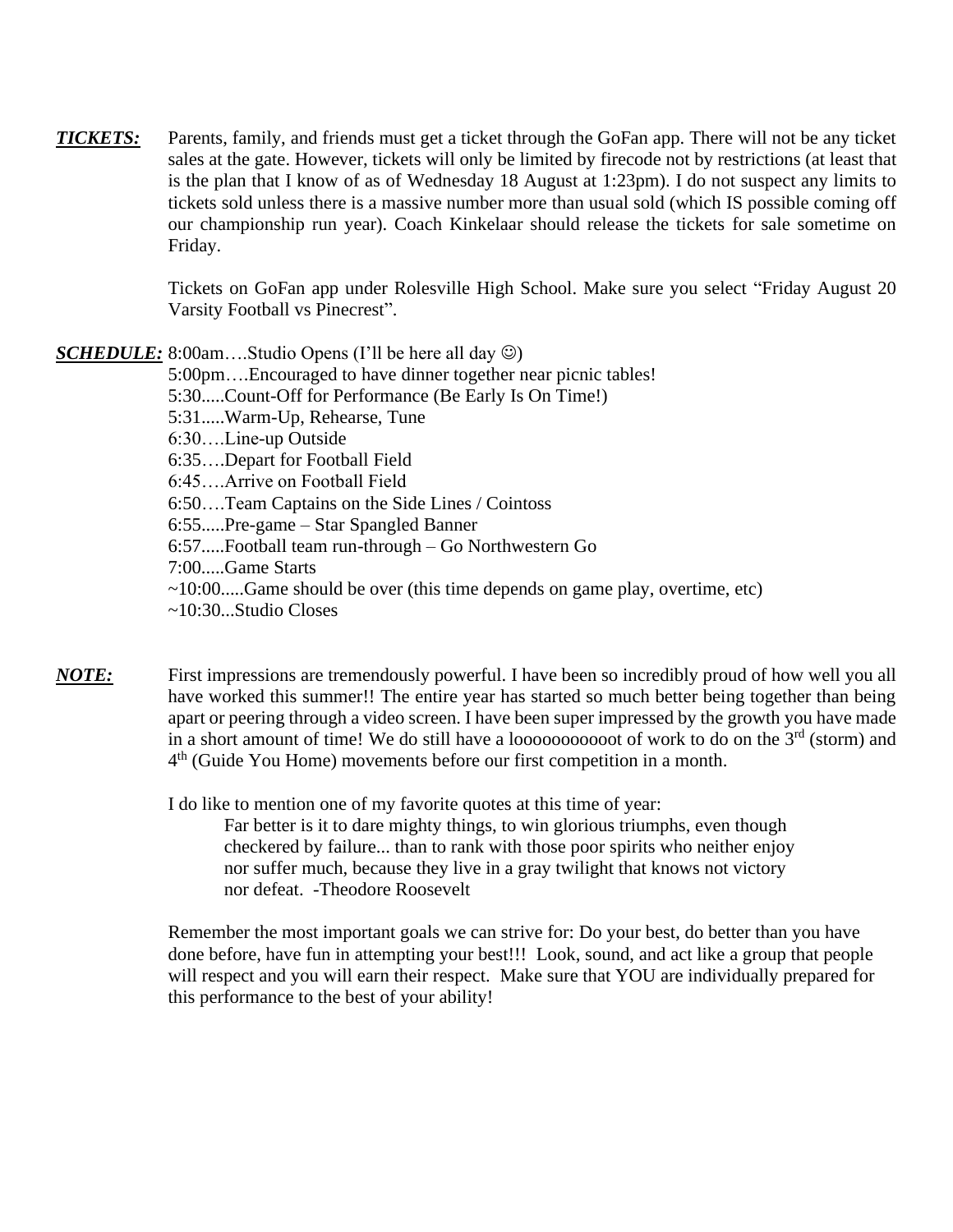***TICKETS:*** Parents, family, and friends must get a ticket through the GoFan app. There will not be any ticket sales at the gate. However, tickets will only be limited by firecode not by restrictions (at least that is the plan that I know of as of Wednesday 18 August at 1:23pm). I do not suspect any limits to tickets sold unless there is a massive number more than usual sold (which IS possible coming off our championship run year). Coach Kinkelaar should release the tickets for sale sometime on Friday.

Tickets on GoFan app under Rolesville High School. Make sure you select "Friday August 20 Varsity Football vs Pinecrest".

***SCHEDULE:*** 8:00am….Studio Opens (I'll be here all day ☺)

5:00pm….Encouraged to have dinner together near picnic tables!
5:30.....Count-Off for Performance (Be Early Is On Time!)
5:31.....Warm-Up, Rehearse, Tune
6:30….Line-up Outside
6:35….Depart for Football Field
6:45….Arrive on Football Field
6:50….Team Captains on the Side Lines / Cointoss
6:55.....Pre-game – Star Spangled Banner
6:57.....Football team run-through – Go Northwestern Go
7:00.....Game Starts
~10:00.....Game should be over (this time depends on game play, overtime, etc)
~10:30...Studio Closes

***NOTE:*** First impressions are tremendously powerful. I have been so incredibly proud of how well you all have worked this summer!! The entire year has started so much better being together than being apart or peering through a video screen. I have been super impressed by the growth you have made in a short amount of time! We do still have a looooooooooot of work to do on the 3rd (storm) and 4th (Guide You Home) movements before our first competition in a month.

I do like to mention one of my favorite quotes at this time of year:

> Far better is it to dare mighty things, to win glorious triumphs, even though checkered by failure... than to rank with those poor spirits who neither enjoy nor suffer much, because they live in a gray twilight that knows not victory nor defeat. -Theodore Roosevelt

Remember the most important goals we can strive for: Do your best, do better than you have done before, have fun in attempting your best!!! Look, sound, and act like a group that people will respect and you will earn their respect. Make sure that YOU are individually prepared for this performance to the best of your ability!